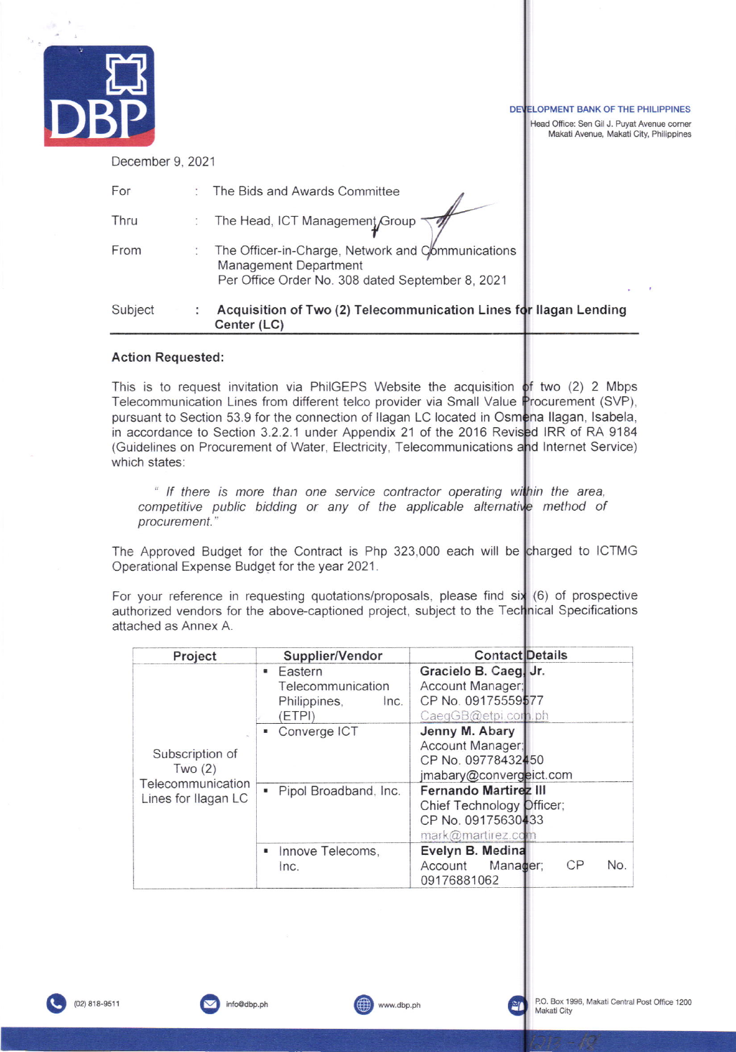DEVELOPMENT BANK OF THE PHILIPPINES
Head Office: Sen Gil J. Puyat Avenue corner Makati Avenue, Makati City, Philippines

December 9, 2021

| | | |
|---|---|---|
| For | : | The Bids and Awards Committee |
| Thru | : | The Head, ICT Management Group |
| From | : | The Officer-in-Charge, Network and Communications Management Department<br>Per Office Order No. 308 dated September 8, 2021 |
| Subject | : | **Acquisition of Two (2) Telecommunication Lines for Ilagan Lending Center (LC)** |

**Action Requested:**

This is to request invitation via PhilGEPS Website the acquisition of two (2) 2 Mbps Telecommunication Lines from different telco provider via Small Value Procurement (SVP), pursuant to Section 53.9 for the connection of Ilagan LC located in Osmena Ilagan, Isabela, in accordance to Section 3.2.2.1 under Appendix 21 of the 2016 Revised IRR of RA 9184 (Guidelines on Procurement of Water, Electricity, Telecommunications and Internet Service) which states:

> *" If there is more than one service contractor operating within the area, competitive public bidding or any of the applicable alternative method of procurement."*

The Approved Budget for the Contract is Php 323,000 each will be charged to ICTMG Operational Expense Budget for the year 2021.

For your reference in requesting quotations/proposals, please find six (6) of prospective authorized vendors for the above-captioned project, subject to the Technical Specifications attached as Annex A.

| Project | Supplier/Vendor | Contact Details |
|---|---|---|
| Subscription of Two (2) Telecommunication Lines for Ilagan LC | ▪ Eastern Telecommunication Philippines, Inc. (ETPI) | **Gracielo B. Caeg, Jr.**<br>Account Manager;<br>CP No. 09175559577<br>CaegGB@etpi.com.ph |
| | ▪ Converge ICT | **Jenny M. Abary**<br>Account Manager;<br>CP No. 09778432450<br>jmabary@convergeict.com |
| | ▪ Pipol Broadband, Inc. | **Fernando Martirez III**<br>Chief Technology Officer;<br>CP No. 09175630433<br>mark@martirez.com |
| | ▪ Innove Telecoms, Inc. | **Evelyn B. Medina**<br>Account Manager; CP No. 09176881062 |

(02) 818-9511 | info@dbp.ph | www.dbp.ph | P.O. Box 1996, Makati Central Post Office 1200 Makati City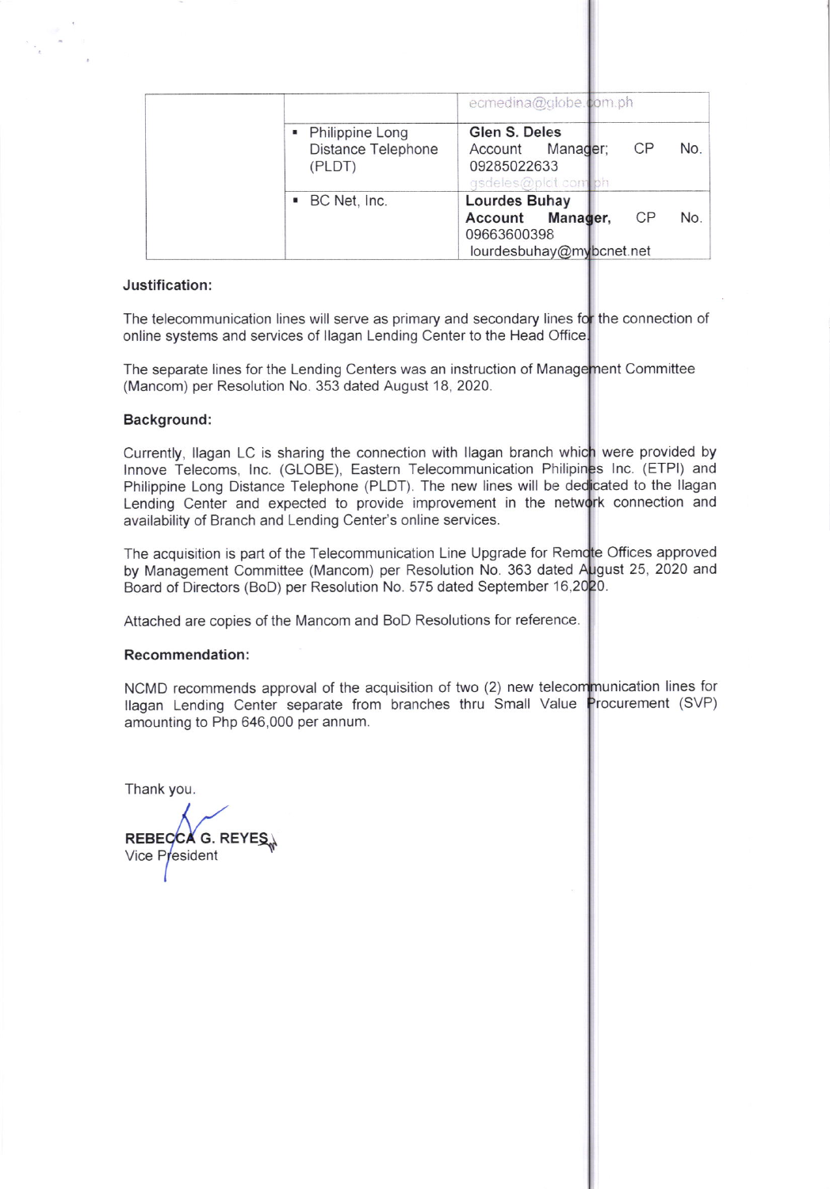| | | |
|---|---|---|
| | | ecmedina@globe.com.ph |
| | ▪ Philippine Long Distance Telephone (PLDT) | **Glen S. Deles**<br>Account Manager; CP No. 09285022633<br>gsdeles@pldt.com.ph |
| | ▪ BC Net, Inc. | **Lourdes Buhay**<br>**Account Manager,** CP No. 09663600398<br>lourdesbuhay@mybcnet.net |

**Justification:**

The telecommunication lines will serve as primary and secondary lines for the connection of online systems and services of Ilagan Lending Center to the Head Office.

The separate lines for the Lending Centers was an instruction of Management Committee (Mancom) per Resolution No. 353 dated August 18, 2020.

**Background:**

Currently, Ilagan LC is sharing the connection with Ilagan branch which were provided by Innove Telecoms, Inc. (GLOBE), Eastern Telecommunication Philipines Inc. (ETPI) and Philippine Long Distance Telephone (PLDT). The new lines will be dedicated to the Ilagan Lending Center and expected to provide improvement in the network connection and availability of Branch and Lending Center's online services.

The acquisition is part of the Telecommunication Line Upgrade for Remote Offices approved by Management Committee (Mancom) per Resolution No. 363 dated August 25, 2020 and Board of Directors (BoD) per Resolution No. 575 dated September 16,2020.

Attached are copies of the Mancom and BoD Resolutions for reference.

**Recommendation:**

NCMD recommends approval of the acquisition of two (2) new telecommunication lines for Ilagan Lending Center separate from branches thru Small Value Procurement (SVP) amounting to Php 646,000 per annum.

Thank you.

**REBECCA G. REYES**
Vice President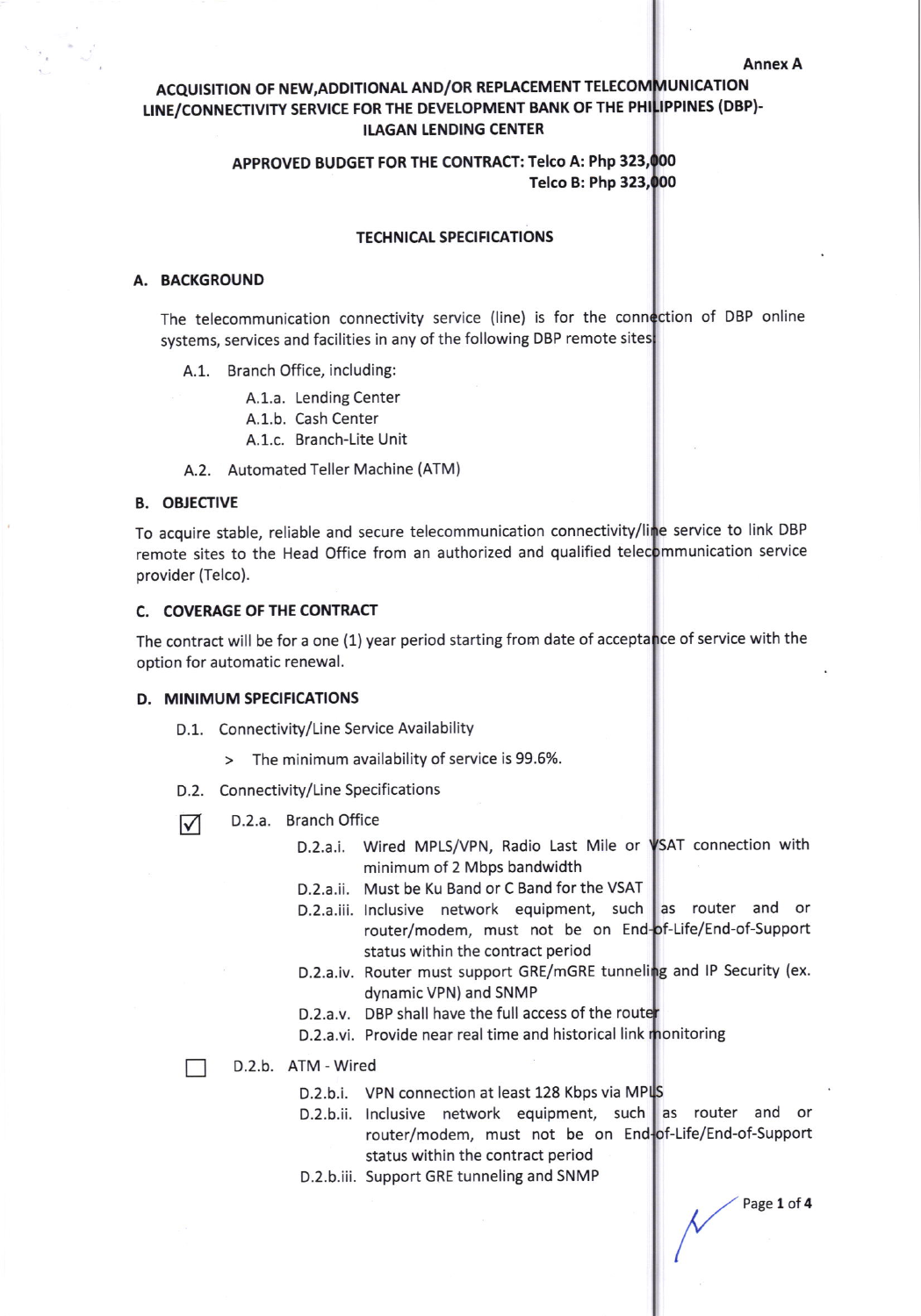Annex A

# ACQUISITION OF NEW,ADDITIONAL AND/OR REPLACEMENT TELECOMMUNICATION LINE/CONNECTIVITY SERVICE FOR THE DEVELOPMENT BANK OF THE PHILIPPINES (DBP)-ILAGAN LENDING CENTER

**APPROVED BUDGET FOR THE CONTRACT: Telco A: Php 323,000**
**Telco B: Php 323,000**

## TECHNICAL SPECIFICATIONS

### A. BACKGROUND

The telecommunication connectivity service (line) is for the connection of DBP online systems, services and facilities in any of the following DBP remote sites:

- A.1. Branch Office, including:
  - A.1.a. Lending Center
  - A.1.b. Cash Center
  - A.1.c. Branch-Lite Unit
- A.2. Automated Teller Machine (ATM)

### B. OBJECTIVE

To acquire stable, reliable and secure telecommunication connectivity/line service to link DBP remote sites to the Head Office from an authorized and qualified telecommunication service provider (Telco).

### C. COVERAGE OF THE CONTRACT

The contract will be for a one (1) year period starting from date of acceptance of service with the option for automatic renewal.

### D. MINIMUM SPECIFICATIONS

D.1. Connectivity/Line Service Availability

> The minimum availability of service is 99.6%.

D.2. Connectivity/Line Specifications

☑ D.2.a. Branch Office

- D.2.a.i. Wired MPLS/VPN, Radio Last Mile or VSAT connection with minimum of 2 Mbps bandwidth
- D.2.a.ii. Must be Ku Band or C Band for the VSAT
- D.2.a.iii. Inclusive network equipment, such as router and or router/modem, must not be on End-of-Life/End-of-Support status within the contract period
- D.2.a.iv. Router must support GRE/mGRE tunneling and IP Security (ex. dynamic VPN) and SNMP
- D.2.a.v. DBP shall have the full access of the router
- D.2.a.vi. Provide near real time and historical link monitoring

☐ D.2.b. ATM - Wired

- D.2.b.i. VPN connection at least 128 Kbps via MPLS
- D.2.b.ii. Inclusive network equipment, such as router and or router/modem, must not be on End-of-Life/End-of-Support status within the contract period
- D.2.b.iii. Support GRE tunneling and SNMP